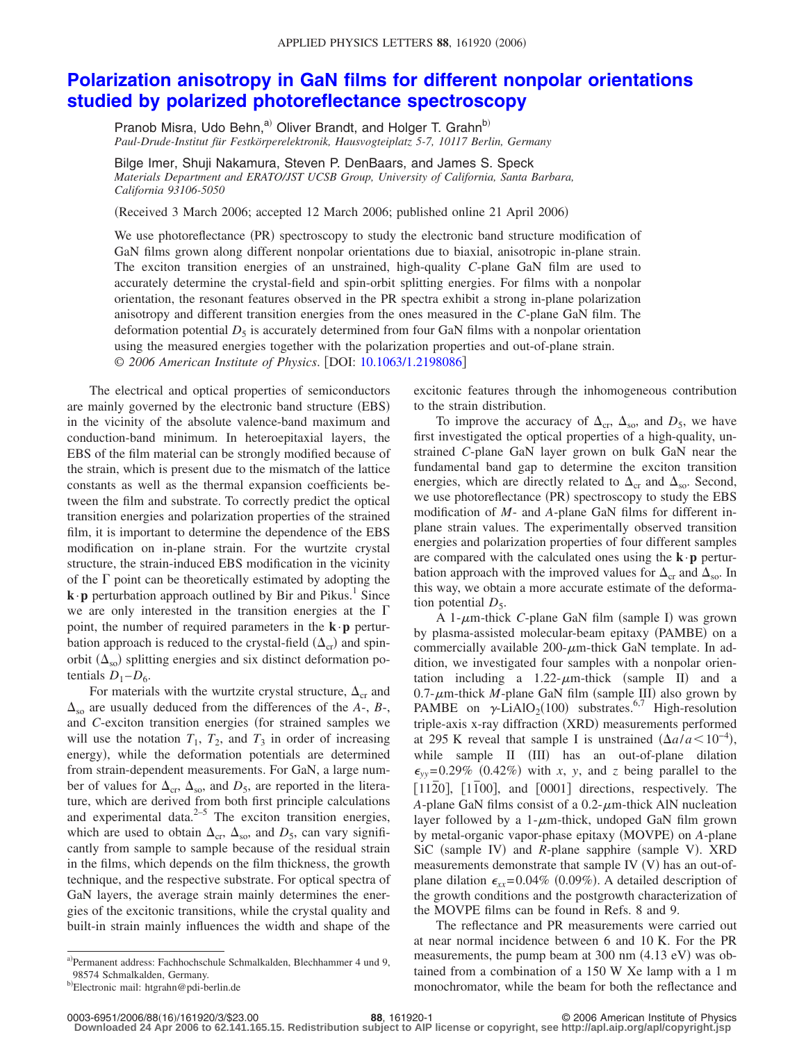# Polarization anisotropy in GaN films for different nonpolar orientations studied by polarized photoreflectance spectroscopy

Pranob Misra, Udo Behn,[a] Oliver Brandt, and Holger T. Grahn[b]

*Paul-Drude-Institut für Festkörperelektronik, Hausvogteiplatz 5-7, 10117 Berlin, Germany*

Bilge Imer, Shuji Nakamura, Steven P. DenBaars, and James S. Speck

*Materials Department and ERATO/JST UCSB Group, University of California, Santa Barbara, California 93106-5050*

(Received 3 March 2006; accepted 12 March 2006; published online 21 April 2006)

We use photoreflectance (PR) spectroscopy to study the electronic band structure modification of GaN films grown along different nonpolar orientations due to biaxial, anisotropic in-plane strain. The exciton transition energies of an unstrained, high-quality *C*-plane GaN film are used to accurately determine the crystal-field and spin-orbit splitting energies. For films with a nonpolar orientation, the resonant features observed in the PR spectra exhibit a strong in-plane polarization anisotropy and different transition energies from the ones measured in the *C*-plane GaN film. The deformation potential $D_5$ is accurately determined from four GaN films with a nonpolar orientation using the measured energies together with the polarization properties and out-of-plane strain. *© 2006 American Institute of Physics*. [DOI: 10.1063/1.2198086]

The electrical and optical properties of semiconductors are mainly governed by the electronic band structure (EBS) in the vicinity of the absolute valence-band maximum and conduction-band minimum. In heteroepitaxial layers, the EBS of the film material can be strongly modified because of the strain, which is present due to the mismatch of the lattice constants as well as the thermal expansion coefficients between the film and substrate. To correctly predict the optical transition energies and polarization properties of the strained film, it is important to determine the dependence of the EBS modification on in-plane strain. For the wurtzite crystal structure, the strain-induced EBS modification in the vicinity of the Γ point can be theoretically estimated by adopting the $\mathbf{k}\cdot\mathbf{p}$ perturbation approach outlined by Bir and Pikus.[1] Since we are only interested in the transition energies at the Γ point, the number of required parameters in the $\mathbf{k}\cdot\mathbf{p}$ perturbation approach is reduced to the crystal-field ($\Delta_{cr}$) and spin-orbit ($\Delta_{so}$) splitting energies and six distinct deformation potentials $D_1$–$D_6$.

For materials with the wurtzite crystal structure, $\Delta_{cr}$ and $\Delta_{so}$ are usually deduced from the differences of the *A*-, *B*-, and *C*-exciton transition energies (for strained samples we will use the notation $T_1$, $T_2$, and $T_3$ in order of increasing energy), while the deformation potentials are determined from strain-dependent measurements. For GaN, a large number of values for $\Delta_{cr}$, $\Delta_{so}$, and $D_5$, are reported in the literature, which are derived from both first principle calculations and experimental data.[2–5] The exciton transition energies, which are used to obtain $\Delta_{cr}$, $\Delta_{so}$, and $D_5$, can vary significantly from sample to sample because of the residual strain in the films, which depends on the film thickness, the growth technique, and the respective substrate. For optical spectra of GaN layers, the average strain mainly determines the energies of the excitonic transitions, while the crystal quality and built-in strain mainly influences the width and shape of the excitonic features through the inhomogeneous contribution to the strain distribution.

To improve the accuracy of $\Delta_{cr}$, $\Delta_{so}$, and $D_5$, we have first investigated the optical properties of a high-quality, unstrained *C*-plane GaN layer grown on bulk GaN near the fundamental band gap to determine the exciton transition energies, which are directly related to $\Delta_{cr}$ and $\Delta_{so}$. Second, we use photoreflectance (PR) spectroscopy to study the EBS modification of *M*- and *A*-plane GaN films for different in-plane strain values. The experimentally observed transition energies and polarization properties of four different samples are compared with the calculated ones using the $\mathbf{k}\cdot\mathbf{p}$ perturbation approach with the improved values for $\Delta_{cr}$ and $\Delta_{so}$. In this way, we obtain a more accurate estimate of the deformation potential $D_5$.

A 1-μm-thick *C*-plane GaN film (sample I) was grown by plasma-assisted molecular-beam epitaxy (PAMBE) on a commercially available 200-μm-thick GaN template. In addition, we investigated four samples with a nonpolar orientation including a 1.22-μm-thick (sample II) and a 0.7-μm-thick *M*-plane GaN film (sample III) also grown by PAMBE on γ-$LiAlO_2$(100) substrates.[6,7] High-resolution triple-axis x-ray diffraction (XRD) measurements performed at 295 K reveal that sample I is unstrained ($\Delta a/a < 10^{-4}$), while sample II (III) has an out-of-plane dilation $\epsilon_{yy} = 0.29\%$ (0.42%) with *x*, *y*, and *z* being parallel to the $[11\bar{2}0]$, $[1\bar{1}00]$, and [0001] directions, respectively. The *A*-plane GaN films consist of a 0.2-μm-thick AlN nucleation layer followed by a 1-μm-thick, undoped GaN film grown by metal-organic vapor-phase epitaxy (MOVPE) on *A*-plane SiC (sample IV) and *R*-plane sapphire (sample V). XRD measurements demonstrate that sample IV (V) has an out-of-plane dilation $\epsilon_{xx} = 0.04\%$ (0.09%). A detailed description of the growth conditions and the postgrowth characterization of the MOVPE films can be found in Refs. 8 and 9.

The reflectance and PR measurements were carried out at near normal incidence between 6 and 10 K. For the PR measurements, the pump beam at 300 nm (4.13 eV) was obtained from a combination of a 150 W Xe lamp with a 1 m monochromator, while the beam for both the reflectance and

---

[a] Permanent address: Fachhochschule Schmalkalden, Blechhammer 4 und 9, 98574 Schmalkalden, Germany.

[b] Electronic mail: htgrahn@pdi-berlin.de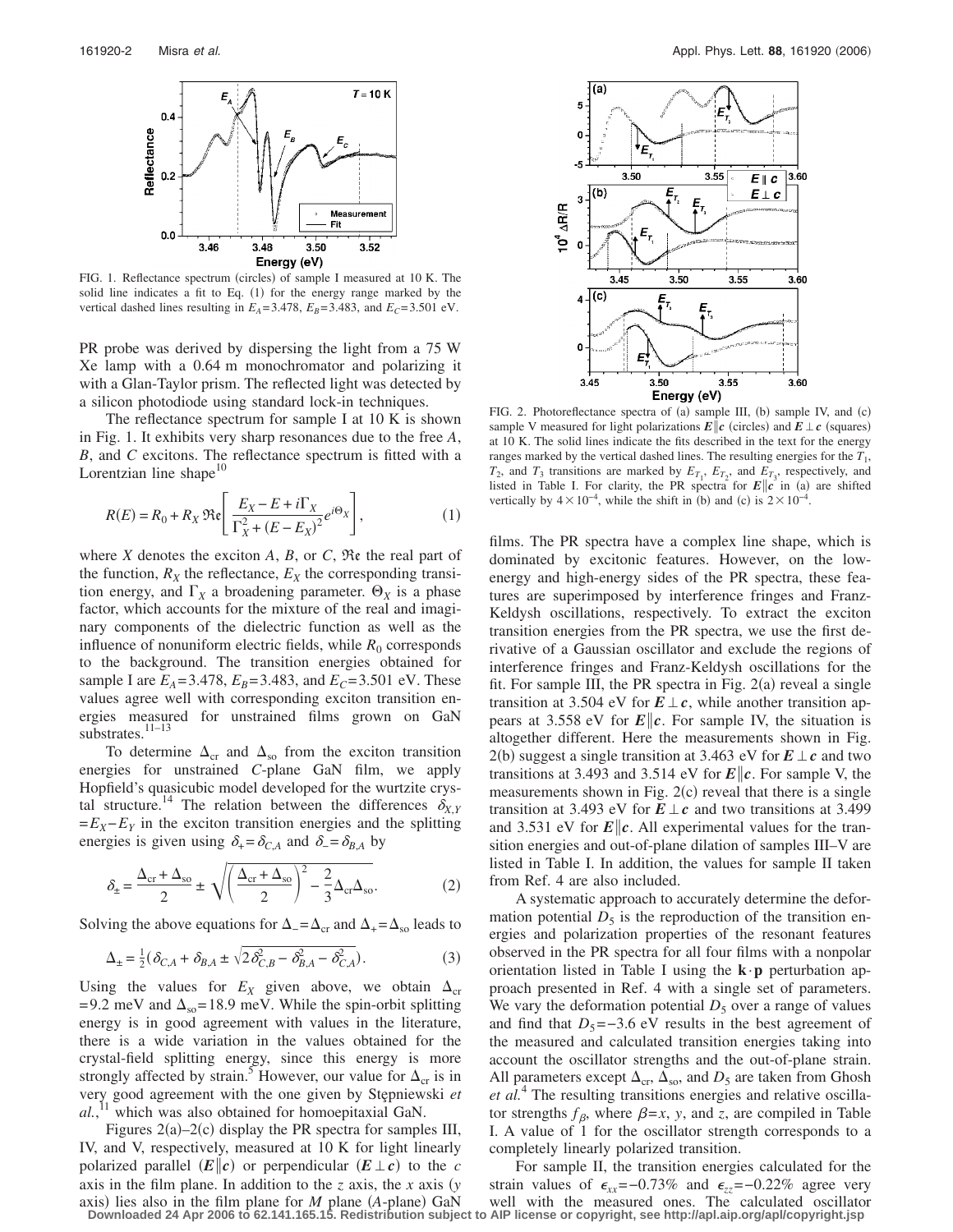FIG. 1. Reflectance spectrum (circles) of sample I measured at 10 K. The solid line indicates a fit to Eq. (1) for the energy range marked by the vertical dashed lines resulting in $E_A$=3.478, $E_B$=3.483, and $E_C$=3.501 eV.

PR probe was derived by dispersing the light from a 75 W Xe lamp with a 0.64 m monochromator and polarizing it with a Glan-Taylor prism. The reflected light was detected by a silicon photodiode using standard lock-in techniques.

The reflectance spectrum for sample I at 10 K is shown in Fig. 1. It exhibits very sharp resonances due to the free *A*, *B*, and *C* excitons. The reflectance spectrum is fitted with a Lorentzian line shape[10]

$$R(E) = R_0 + R_X \,\Re\mathfrak{e}\left[\frac{E_X - E + i\Gamma_X}{\Gamma_X^2 + (E - E_X)^2} e^{i\Theta_X}\right], \qquad (1)$$

where *X* denotes the exciton *A*, *B*, or *C*, $\Re\mathfrak{e}$ the real part of the function, $R_X$ the reflectance, $E_X$ the corresponding transition energy, and $\Gamma_X$ a broadening parameter. $\Theta_X$ is a phase factor, which accounts for the mixture of the real and imaginary components of the dielectric function as well as the influence of nonuniform electric fields, while $R_0$ corresponds to the background. The transition energies obtained for sample I are $E_A$=3.478, $E_B$=3.483, and $E_C$=3.501 eV. These values agree well with corresponding exciton transition energies measured for unstrained films grown on GaN substrates.[11–13]

To determine $\Delta_{cr}$ and $\Delta_{so}$ from the exciton transition energies for unstrained *C*-plane GaN film, we apply Hopfield's quasicubic model developed for the wurtzite crystal structure.[14] The relation between the differences $\delta_{X,Y} = E_X - E_Y$ in the exciton transition energies and the splitting energies is given using $\delta_+ = \delta_{C,A}$ and $\delta_- = \delta_{B,A}$ by

$$\delta_\pm = \frac{\Delta_{cr} + \Delta_{so}}{2} \pm \sqrt{\left(\frac{\Delta_{cr} + \Delta_{so}}{2}\right)^2 - \frac{2}{3}\Delta_{cr}\Delta_{so}}. \qquad (2)$$

Solving the above equations for $\Delta_- = \Delta_{cr}$ and $\Delta_+ = \Delta_{so}$ leads to

$$\Delta_\pm = \tfrac{1}{2}\left(\delta_{C,A} + \delta_{B,A} \pm \sqrt{2\delta_{C,B}^2 - \delta_{B,A}^2 - \delta_{C,A}^2}\right). \qquad (3)$$

Using the values for $E_X$ given above, we obtain $\Delta_{cr}$ = 9.2 meV and $\Delta_{so}$ = 18.9 meV. While the spin-orbit splitting energy is in good agreement with values in the literature, there is a wide variation in the values obtained for the crystal-field splitting energy, since this energy is more strongly affected by strain.[5] However, our value for $\Delta_{cr}$ is in very good agreement with the one given by Stępniewski *et al.*,[11] which was also obtained for homoepitaxial GaN.

Figures 2(a)–2(c) display the PR spectra for samples III, IV, and V, respectively, measured at 10 K for light linearly polarized parallel ($\boldsymbol{E} \| \boldsymbol{c}$) or perpendicular ($\boldsymbol{E} \perp \boldsymbol{c}$) to the *c* axis in the film plane. In addition to the *z* axis, the *x* axis (*y* axis) lies also in the film plane for *M* plane (*A*-plane) GaN films. The PR spectra have a complex line shape, which is dominated by excitonic features. However, on the low-energy and high-energy sides of the PR spectra, these features are superimposed by interference fringes and Franz-Keldysh oscillations, respectively. To extract the exciton transition energies from the PR spectra, we use the first derivative of a Gaussian oscillator and exclude the regions of interference fringes and Franz-Keldysh oscillations for the fit. For sample III, the PR spectra in Fig. 2(a) reveal a single transition at 3.504 eV for $\boldsymbol{E} \perp \boldsymbol{c}$, while another transition appears at 3.558 eV for $\boldsymbol{E} \| \boldsymbol{c}$. For sample IV, the situation is altogether different. Here the measurements shown in Fig. 2(b) suggest a single transition at 3.463 eV for $\boldsymbol{E} \perp \boldsymbol{c}$ and two transitions at 3.493 and 3.514 eV for $\boldsymbol{E} \| \boldsymbol{c}$. For sample V, the measurements shown in Fig. 2(c) reveal that there is a single transition at 3.493 eV for $\boldsymbol{E} \perp \boldsymbol{c}$ and two transitions at 3.499 and 3.531 eV for $\boldsymbol{E} \| \boldsymbol{c}$. All experimental values for the transition energies and out-of-plane dilation of samples III–V are listed in Table I. In addition, the values for sample II taken from Ref. 4 are also included.

FIG. 2. Photoreflectance spectra of (a) sample III, (b) sample IV, and (c) sample V measured for light polarizations $\boldsymbol{E} \| \boldsymbol{c}$ (circles) and $\boldsymbol{E} \perp \boldsymbol{c}$ (squares) at 10 K. The solid lines indicate the fits described in the text for the energy ranges marked by the vertical dashed lines. The resulting energies for the $T_1$, $T_2$, and $T_3$ transitions are marked by $E_{T_1}$, $E_{T_2}$, and $E_{T_3}$, respectively, and listed in Table I. For clarity, the PR spectra for $\boldsymbol{E} \| \boldsymbol{c}$ in (a) are shifted vertically by $4 \times 10^{-4}$, while the shift in (b) and (c) is $2 \times 10^{-4}$.

A systematic approach to accurately determine the deformation potential $D_5$ is the reproduction of the transition energies and polarization properties of the resonant features observed in the PR spectra for all four films with a nonpolar orientation listed in Table I using the $\mathbf{k} \cdot \mathbf{p}$ perturbation approach presented in Ref. 4 with a single set of parameters. We vary the deformation potential $D_5$ over a range of values and find that $D_5$ = −3.6 eV results in the best agreement of the measured and calculated transition energies taking into account the oscillator strengths and the out-of-plane strain. All parameters except $\Delta_{cr}$, $\Delta_{so}$, and $D_5$ are taken from Ghosh *et al.*[4] The resulting transitions energies and relative oscillator strengths $f_\beta$, where $\beta = x$, *y*, and *z*, are compiled in Table I. A value of 1 for the oscillator strength corresponds to a completely linearly polarized transition.

For sample II, the transition energies calculated for the strain values of $\epsilon_{xx}$ = −0.73% and $\epsilon_{zz}$ = −0.22% agree very well with the measured ones. The calculated oscillator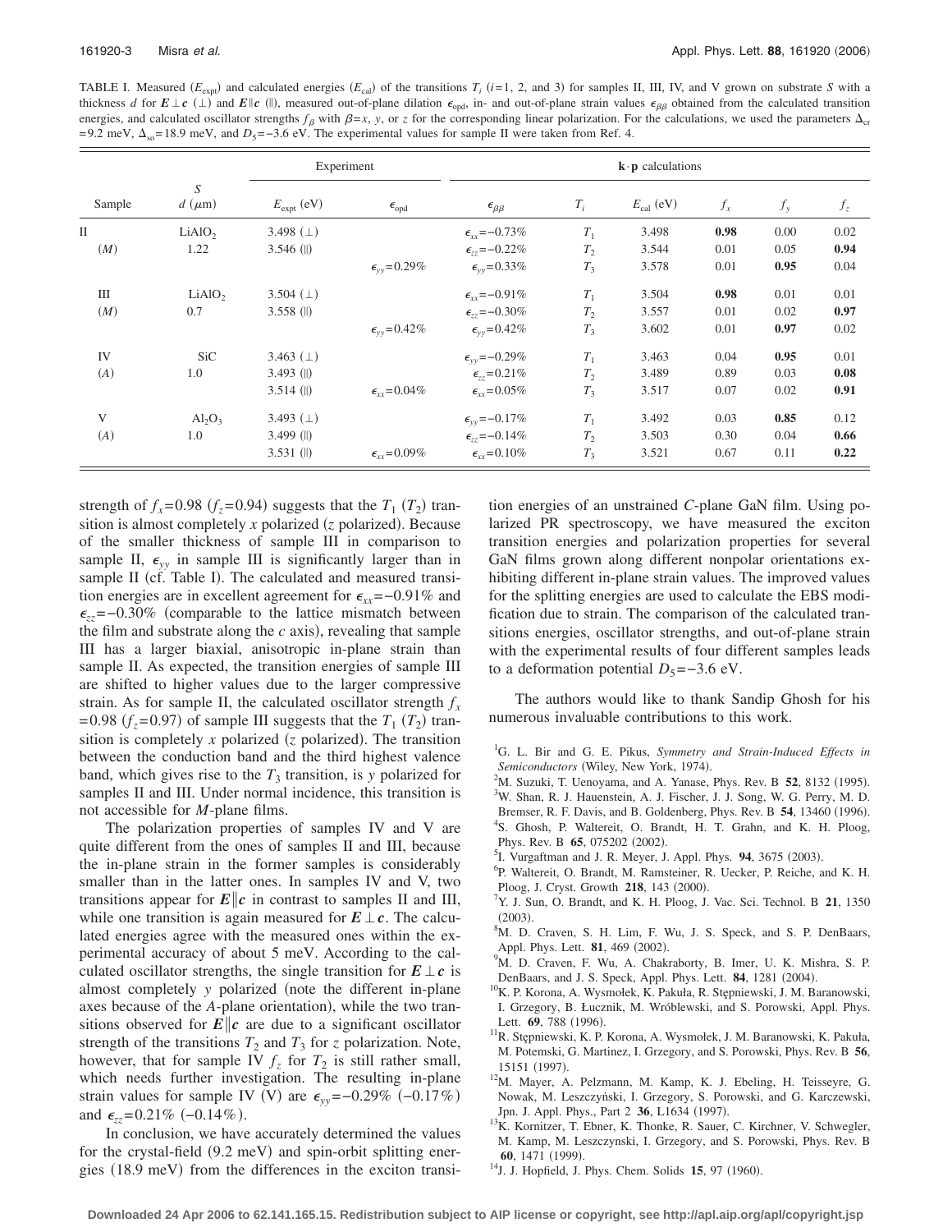TABLE I. Measured ($E_{expt}$) and calculated energies ($E_{cal}$) of the transitions $T_i$ ($i$=1, 2, and 3) for samples II, III, IV, and V grown on substrate $S$ with a thickness $d$ for $\boldsymbol{E} \perp \boldsymbol{c}$ ($\perp$) and $\boldsymbol{E} \| \boldsymbol{c}$ ($\|$), measured out-of-plane dilation $\epsilon_{opd}$, in- and out-of-plane strain values $\epsilon_{\beta\beta}$ obtained from the calculated transition energies, and calculated oscillator strengths $f_\beta$ with $\beta$=$x$, $y$, or $z$ for the corresponding linear polarization. For the calculations, we used the parameters $\Delta_{cr}$ =9.2 meV, $\Delta_{so}$=18.9 meV, and $D_5$=−3.6 eV. The experimental values for sample II were taken from Ref. 4.

| Sample | $S$ $d$ ($\mu$m) | Experiment | | $\mathbf{k}\cdot\mathbf{p}$ calculations | | | | | |
|---|---|---|---|---|---|---|---|---|---|
| | | $E_{expt}$ (eV) | $\epsilon_{opd}$ | $\epsilon_{\beta\beta}$ | $T_i$ | $E_{cal}$ (eV) | $f_x$ | $f_y$ | $f_z$ |
| II | $LiAlO_2$ | 3.498 ($\perp$) | | $\epsilon_{xx}$=−0.73% | $T_1$ | 3.498 | **0.98** | 0.00 | 0.02 |
| ($M$) | 1.22 | 3.546 ($\|$) | | $\epsilon_{zz}$=−0.22% | $T_2$ | 3.544 | 0.01 | 0.05 | **0.94** |
| | | | $\epsilon_{yy}$=0.29% | $\epsilon_{yy}$=0.33% | $T_3$ | 3.578 | 0.01 | **0.95** | 0.04 |
| III | $LiAlO_2$ | 3.504 ($\perp$) | | $\epsilon_{xx}$=−0.91% | $T_1$ | 3.504 | **0.98** | 0.01 | 0.01 |
| ($M$) | 0.7 | 3.558 ($\|$) | | $\epsilon_{zz}$=−0.30% | $T_2$ | 3.557 | 0.01 | 0.02 | **0.97** |
| | | | $\epsilon_{yy}$=0.42% | $\epsilon_{yy}$=0.42% | $T_3$ | 3.602 | 0.01 | **0.97** | 0.02 |
| IV | SiC | 3.463 ($\perp$) | | $\epsilon_{yy}$=−0.29% | $T_1$ | 3.463 | 0.04 | **0.95** | 0.01 |
| ($A$) | 1.0 | 3.493 ($\|$) | | $\epsilon_{zz}$=0.21% | $T_2$ | 3.489 | 0.89 | 0.03 | **0.08** |
| | | 3.514 ($\|$) | $\epsilon_{xx}$=0.04% | $\epsilon_{xx}$=0.05% | $T_3$ | 3.517 | 0.07 | 0.02 | **0.91** |
| V | $Al_2O_3$ | 3.493 ($\perp$) | | $\epsilon_{yy}$=−0.17% | $T_1$ | 3.492 | 0.03 | **0.85** | 0.12 |
| ($A$) | 1.0 | 3.499 ($\|$) | | $\epsilon_{zz}$=−0.14% | $T_2$ | 3.503 | 0.30 | 0.04 | **0.66** |
| | | 3.531 ($\|$) | $\epsilon_{xx}$=0.09% | $\epsilon_{xx}$=0.10% | $T_3$ | 3.521 | 0.67 | 0.11 | **0.22** |

strength of $f_x$=0.98 ($f_z$=0.94) suggests that the $T_1$ ($T_2$) transition is almost completely $x$ polarized ($z$ polarized). Because of the smaller thickness of sample III in comparison to sample II, $\epsilon_{yy}$ in sample III is significantly larger than in sample II (cf. Table I). The calculated and measured transition energies are in excellent agreement for $\epsilon_{xx}$=−0.91% and $\epsilon_{zz}$=−0.30% (comparable to the lattice mismatch between the film and substrate along the $c$ axis), revealing that sample III has a larger biaxial, anisotropic in-plane strain than sample II. As expected, the transition energies of sample III are shifted to higher values due to the larger compressive strain. As for sample II, the calculated oscillator strength $f_x$ =0.98 ($f_z$=0.97) of sample III suggests that the $T_1$ ($T_2$) transition is completely $x$ polarized ($z$ polarized). The transition between the conduction band and the third highest valence band, which gives rise to the $T_3$ transition, is $y$ polarized for samples II and III. Under normal incidence, this transition is not accessible for $M$-plane films.

The polarization properties of samples IV and V are quite different from the ones of samples II and III, because the in-plane strain in the former samples is considerably smaller than in the latter ones. In samples IV and V, two transitions appear for $\boldsymbol{E} \| \boldsymbol{c}$ in contrast to samples II and III, while one transition is again measured for $\boldsymbol{E} \perp \boldsymbol{c}$. The calculated energies agree with the measured ones within the experimental accuracy of about 5 meV. According to the calculated oscillator strengths, the single transition for $\boldsymbol{E} \perp \boldsymbol{c}$ is almost completely $y$ polarized (note the different in-plane axes because of the $A$-plane orientation), while the two transitions observed for $\boldsymbol{E} \| \boldsymbol{c}$ are due to a significant oscillator strength of the transitions $T_2$ and $T_3$ for $z$ polarization. Note, however, that for sample IV $f_z$ for $T_2$ is still rather small, which needs further investigation. The resulting in-plane strain values for sample IV (V) are $\epsilon_{yy}$=−0.29% (−0.17%) and $\epsilon_{zz}$=0.21% (−0.14%).

In conclusion, we have accurately determined the values for the crystal-field (9.2 meV) and spin-orbit splitting energies (18.9 meV) from the differences in the exciton transition energies of an unstrained $C$-plane GaN film. Using polarized PR spectroscopy, we have measured the exciton transition energies and polarization properties for several GaN films grown along different nonpolar orientations exhibiting different in-plane strain values. The improved values for the splitting energies are used to calculate the EBS modification due to strain. The comparison of the calculated transitions energies, oscillator strengths, and out-of-plane strain with the experimental results of four different samples leads to a deformation potential $D_5$=−3.6 eV.

The authors would like to thank Sandip Ghosh for his numerous invaluable contributions to this work.

[1] G. L. Bir and G. E. Pikus, *Symmetry and Strain-Induced Effects in Semiconductors* (Wiley, New York, 1974).
[2] M. Suzuki, T. Uenoyama, and A. Yanase, Phys. Rev. B **52**, 8132 (1995).
[3] W. Shan, R. J. Hauenstein, A. J. Fischer, J. J. Song, W. G. Perry, M. D. Bremser, R. F. Davis, and B. Goldenberg, Phys. Rev. B **54**, 13460 (1996).
[4] S. Ghosh, P. Waltereit, O. Brandt, H. T. Grahn, and K. H. Ploog, Phys. Rev. B **65**, 075202 (2002).
[5] I. Vurgaftman and J. R. Meyer, J. Appl. Phys. **94**, 3675 (2003).
[6] P. Waltereit, O. Brandt, M. Ramsteiner, R. Uecker, P. Reiche, and K. H. Ploog, J. Cryst. Growth **218**, 143 (2000).
[7] Y. J. Sun, O. Brandt, and K. H. Ploog, J. Vac. Sci. Technol. B **21**, 1350 (2003).
[8] M. D. Craven, S. H. Lim, F. Wu, J. S. Speck, and S. P. DenBaars, Appl. Phys. Lett. **81**, 469 (2002).
[9] M. D. Craven, F. Wu, A. Chakraborty, B. Imer, U. K. Mishra, S. P. DenBaars, and J. S. Speck, Appl. Phys. Lett. **84**, 1281 (2004).
[10] K. P. Korona, A. Wysmołek, K. Pakuła, R. Stępniewski, J. M. Baranowski, I. Grzegory, B. Łucznik, M. Wróblewski, and S. Porowski, Appl. Phys. Lett. **69**, 788 (1996).
[11] R. Stępniewski, K. P. Korona, A. Wysmołek, J. M. Baranowski, K. Pakuła, M. Potemski, G. Martinez, I. Grzegory, and S. Porowski, Phys. Rev. B **56**, 15151 (1997).
[12] M. Mayer, A. Pelzmann, M. Kamp, K. J. Ebeling, H. Teisseyre, G. Nowak, M. Leszczyński, I. Grzegory, S. Porowski, and G. Karczewski, Jpn. J. Appl. Phys., Part 2 **36**, L1634 (1997).
[13] K. Kornitzer, T. Ebner, K. Thonke, R. Sauer, C. Kirchner, V. Schwegler, M. Kamp, M. Leszczynski, I. Grzegory, and S. Porowski, Phys. Rev. B **60**, 1471 (1999).
[14] J. J. Hopfield, J. Phys. Chem. Solids **15**, 97 (1960).